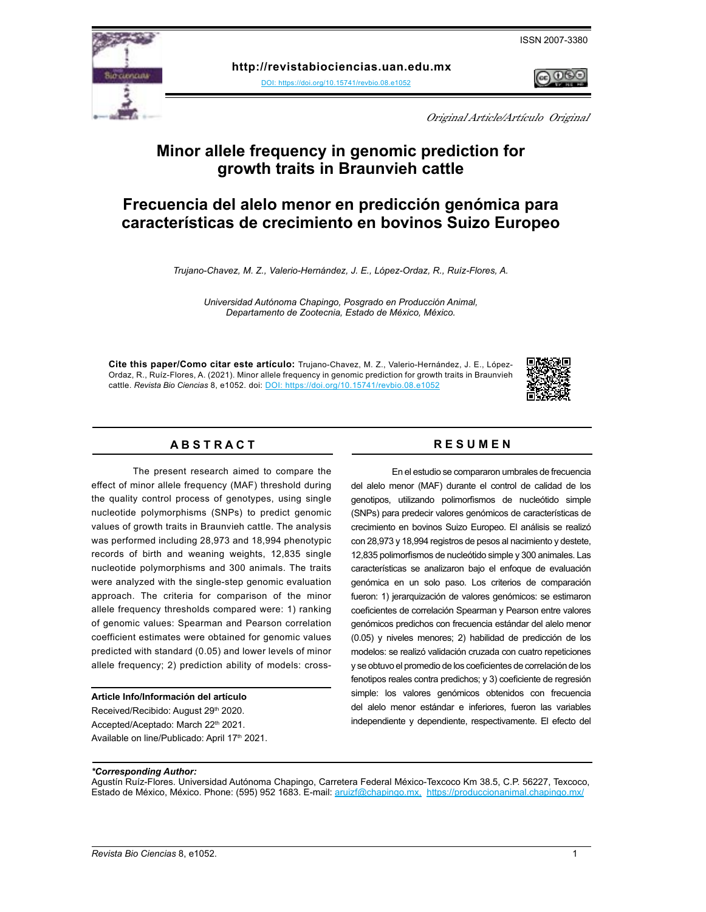ISSN 2007-3380

**http://revistabiociencias.uan.edu.mx**

DOI: https://doi.org/10.15741/revbio.08.e1052

*Original Article/Artículo Original*

# Minor allele frequency in genomic prediction for growth traits in Braunvieh cattle

# Frecuencia del alelo menor en predicción genómica para características de crecimiento en bovinos Suizo Europeo

*Trujano-Chavez, M. Z., Valerio-Hernández, J. E., López-Ordaz, R., Ruíz-Flores, A.*

*Universidad Autónoma Chapingo, Posgrado en Producción Animal, Departamento de Zootecnia, Estado de México, México.*

**Cite this paper/Como citar este artículo:** Trujano-Chavez, M. Z., Valerio-Hernández, J. E., López-Ordaz, R., Ruíz-Flores, A. (2021). Minor allele frequency in genomic prediction for growth traits in Braunvieh cattle. *Revista Bio Ciencias* 8, e1052. doi: DOI: https://doi.org/10.15741/revbio.08.e1052

## ABSTRACT

The present research aimed to compare the effect of minor allele frequency (MAF) threshold during the quality control process of genotypes, using single nucleotide polymorphisms (SNPs) to predict genomic values of growth traits in Braunvieh cattle. The analysis was performed including 28,973 and 18,994 phenotypic records of birth and weaning weights, 12,835 single nucleotide polymorphisms and 300 animals. The traits were analyzed with the single-step genomic evaluation approach. The criteria for comparison of the minor allele frequency thresholds compared were: 1) ranking of genomic values: Spearman and Pearson correlation coefficient estimates were obtained for genomic values predicted with standard (0.05) and lower levels of minor allele frequency; 2) prediction ability of models: cross-

**Article Info/Información del artículo**

Received/Recibido: August 29[th] 2020.

Accepted/Aceptado: March 22[th] 2021.

Available on line/Publicado: April 17[th] 2021.

## RESUMEN

En el estudio se compararon umbrales de frecuencia del alelo menor (MAF) durante el control de calidad de los genotipos, utilizando polimorfismos de nucleótido simple (SNPs) para predecir valores genómicos de características de crecimiento en bovinos Suizo Europeo. El análisis se realizó con 28,973 y 18,994 registros de pesos al nacimiento y destete, 12,835 polimorfismos de nucleótido simple y 300 animales. Las características se analizaron bajo el enfoque de evaluación genómica en un solo paso. Los criterios de comparación fueron: 1) jerarquización de valores genómicos: se estimaron coeficientes de correlación Spearman y Pearson entre valores genómicos predichos con frecuencia estándar del alelo menor (0.05) y niveles menores; 2) habilidad de predicción de los modelos: se realizó validación cruzada con cuatro repeticiones y se obtuvo el promedio de los coeficientes de correlación de los fenotipos reales contra predichos; y 3) coeficiente de regresión simple: los valores genómicos obtenidos con frecuencia del alelo menor estándar e inferiores, fueron las variables independiente y dependiente, respectivamente. El efecto del

***Corresponding Author:**

Agustín Ruíz-Flores. Universidad Autónoma Chapingo, Carretera Federal México-Texcoco Km 38.5, C.P. 56227, Texcoco, Estado de México, México. Phone: (595) 952 1683. E-mail: aruizf@chapingo.mx, https://produccionanimal.chapingo.mx/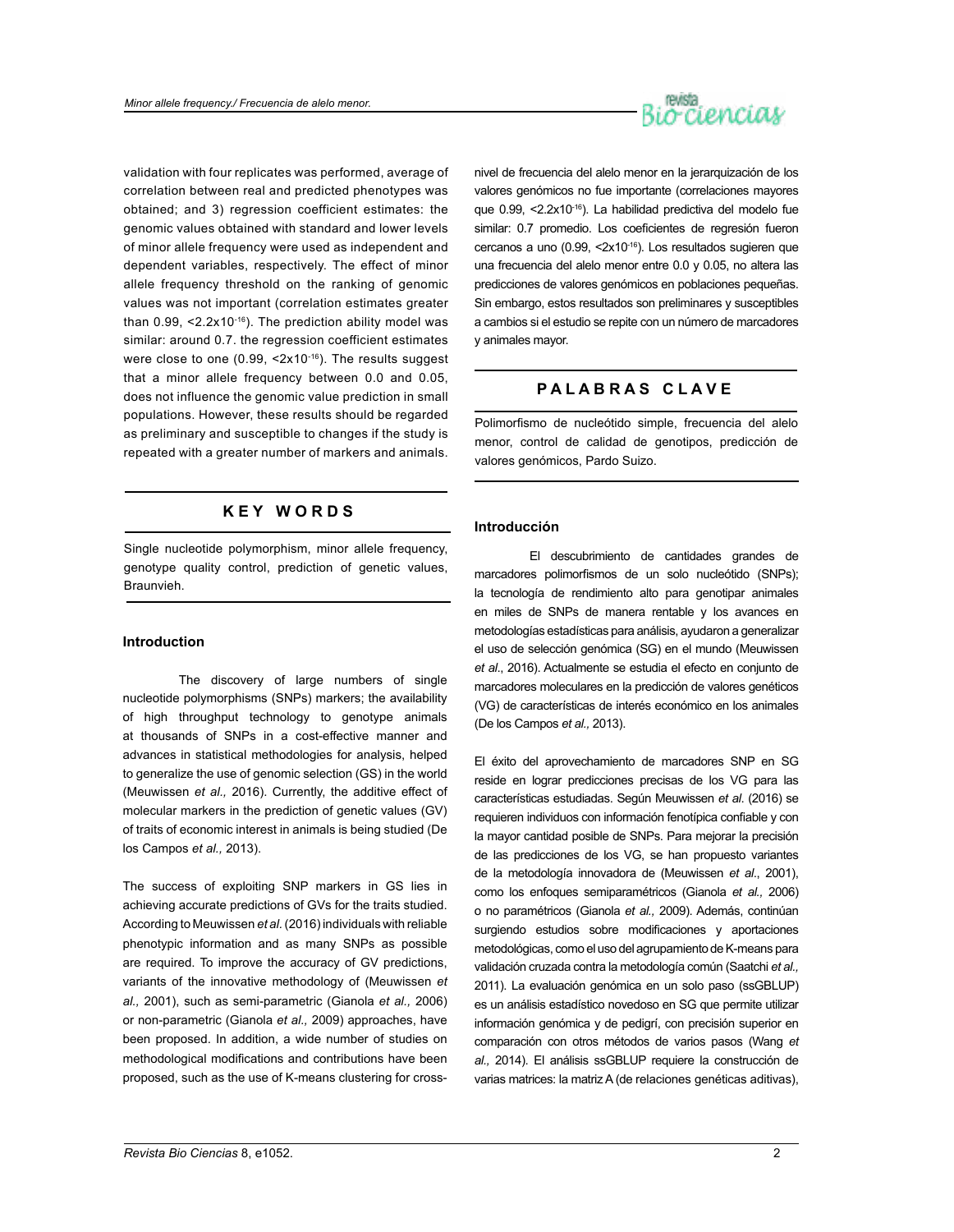validation with four replicates was performed, average of correlation between real and predicted phenotypes was obtained; and 3) regression coefficient estimates: the genomic values obtained with standard and lower levels of minor allele frequency were used as independent and dependent variables, respectively. The effect of minor allele frequency threshold on the ranking of genomic values was not important (correlation estimates greater than 0.99, $<2.2 \times 10^{-16}$). The prediction ability model was similar: around 0.7. the regression coefficient estimates were close to one (0.99, $<2 \times 10^{-16}$). The results suggest that a minor allele frequency between 0.0 and 0.05, does not influence the genomic value prediction in small populations. However, these results should be regarded as preliminary and susceptible to changes if the study is repeated with a greater number of markers and animals.

## KEY WORDS

Single nucleotide polymorphism, minor allele frequency, genotype quality control, prediction of genetic values, Braunvieh.

### Introduction

The discovery of large numbers of single nucleotide polymorphisms (SNPs) markers; the availability of high throughput technology to genotype animals at thousands of SNPs in a cost-effective manner and advances in statistical methodologies for analysis, helped to generalize the use of genomic selection (GS) in the world (Meuwissen *et al.,* 2016). Currently, the additive effect of molecular markers in the prediction of genetic values (GV) of traits of economic interest in animals is being studied (De los Campos *et al.,* 2013).

The success of exploiting SNP markers in GS lies in achieving accurate predictions of GVs for the traits studied. According to Meuwissen *et al.* (2016) individuals with reliable phenotypic information and as many SNPs as possible are required. To improve the accuracy of GV predictions, variants of the innovative methodology of (Meuwissen *et al.,* 2001), such as semi-parametric (Gianola *et al.,* 2006) or non-parametric (Gianola *et al.,* 2009) approaches, have been proposed. In addition, a wide number of studies on methodological modifications and contributions have been proposed, such as the use of K-means clustering for cross-

nivel de frecuencia del alelo menor en la jerarquización de los valores genómicos no fue importante (correlaciones mayores que 0.99, $<2.2 \times 10^{-16}$). La habilidad predictiva del modelo fue similar: 0.7 promedio. Los coeficientes de regresión fueron cercanos a uno (0.99, $<2 \times 10^{-16}$). Los resultados sugieren que una frecuencia del alelo menor entre 0.0 y 0.05, no altera las predicciones de valores genómicos en poblaciones pequeñas. Sin embargo, estos resultados son preliminares y susceptibles a cambios si el estudio se repite con un número de marcadores y animales mayor.

## PALABRAS CLAVE

Polimorfismo de nucleótido simple, frecuencia del alelo menor, control de calidad de genotipos, predicción de valores genómicos, Pardo Suizo.

### Introducción

El descubrimiento de cantidades grandes de marcadores polimorfismos de un solo nucleótido (SNPs); la tecnología de rendimiento alto para genotipar animales en miles de SNPs de manera rentable y los avances en metodologías estadísticas para análisis, ayudaron a generalizar el uso de selección genómica (SG) en el mundo (Meuwissen *et al*., 2016). Actualmente se estudia el efecto en conjunto de marcadores moleculares en la predicción de valores genéticos (VG) de características de interés económico en los animales (De los Campos *et al.,* 2013).

El éxito del aprovechamiento de marcadores SNP en SG reside en lograr predicciones precisas de los VG para las características estudiadas. Según Meuwissen *et al*. (2016) se requieren individuos con información fenotípica confiable y con la mayor cantidad posible de SNPs. Para mejorar la precisión de las predicciones de los VG, se han propuesto variantes de la metodología innovadora de (Meuwissen *et al*., 2001), como los enfoques semiparamétricos (Gianola *et al.,* 2006) o no paramétricos (Gianola *et al.,* 2009). Además, continúan surgiendo estudios sobre modificaciones y aportaciones metodológicas, como el uso del agrupamiento de K-means para validación cruzada contra la metodología común (Saatchi *et al.,* 2011). La evaluación genómica en un solo paso (ssGBLUP) es un análisis estadístico novedoso en SG que permite utilizar información genómica y de pedigrí, con precisión superior en comparación con otros métodos de varios pasos (Wang *et al.,* 2014). El análisis ssGBLUP requiere la construcción de varias matrices: la matriz A (de relaciones genéticas aditivas),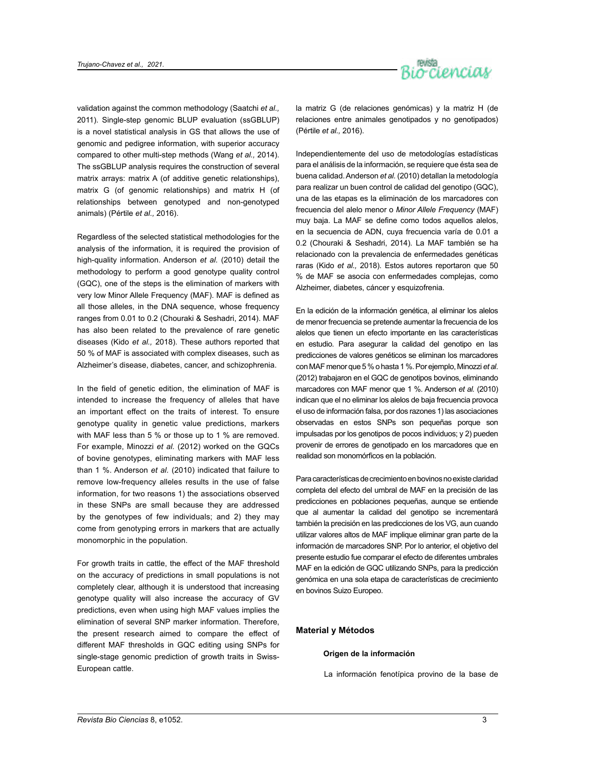validation against the common methodology (Saatchi *et al.,* 2011). Single-step genomic BLUP evaluation (ssGBLUP) is a novel statistical analysis in GS that allows the use of genomic and pedigree information, with superior accuracy compared to other multi-step methods (Wang *et al.,* 2014). The ssGBLUP analysis requires the construction of several matrix arrays: matrix A (of additive genetic relationships), matrix G (of genomic relationships) and matrix H (of relationships between genotyped and non-genotyped animals) (Pértile *et al.,* 2016).

Regardless of the selected statistical methodologies for the analysis of the information, it is required the provision of high-quality information. Anderson *et al.* (2010) detail the methodology to perform a good genotype quality control (GQC), one of the steps is the elimination of markers with very low Minor Allele Frequency (MAF). MAF is defined as all those alleles, in the DNA sequence, whose frequency ranges from 0.01 to 0.2 (Chouraki & Seshadri, 2014). MAF has also been related to the prevalence of rare genetic diseases (Kido *et al.,* 2018). These authors reported that 50 % of MAF is associated with complex diseases, such as Alzheimer's disease, diabetes, cancer, and schizophrenia.

In the field of genetic edition, the elimination of MAF is intended to increase the frequency of alleles that have an important effect on the traits of interest. To ensure genotype quality in genetic value predictions, markers with MAF less than 5 % or those up to 1 % are removed. For example, Minozzi *et al.* (2012) worked on the GQCs of bovine genotypes, eliminating markers with MAF less than 1 %. Anderson *et al.* (2010) indicated that failure to remove low-frequency alleles results in the use of false information, for two reasons 1) the associations observed in these SNPs are small because they are addressed by the genotypes of few individuals; and 2) they may come from genotyping errors in markers that are actually monomorphic in the population.

For growth traits in cattle, the effect of the MAF threshold on the accuracy of predictions in small populations is not completely clear, although it is understood that increasing genotype quality will also increase the accuracy of GV predictions, even when using high MAF values implies the elimination of several SNP marker information. Therefore, the present research aimed to compare the effect of different MAF thresholds in GQC editing using SNPs for single-stage genomic prediction of growth traits in Swiss-European cattle.

la matriz G (de relaciones genómicas) y la matriz H (de relaciones entre animales genotipados y no genotipados) (Pértile *et al.,* 2016).

Independientemente del uso de metodologías estadísticas para el análisis de la información, se requiere que ésta sea de buena calidad. Anderson *et al.* (2010) detallan la metodología para realizar un buen control de calidad del genotipo (GQC), una de las etapas es la eliminación de los marcadores con frecuencia del alelo menor o *Minor Allele Frequency* (MAF) muy baja. La MAF se define como todos aquellos alelos, en la secuencia de ADN, cuya frecuencia varía de 0.01 a 0.2 (Chouraki & Seshadri, 2014). La MAF también se ha relacionado con la prevalencia de enfermedades genéticas raras (Kido *et al.,* 2018). Estos autores reportaron que 50 % de MAF se asocia con enfermedades complejas, como Alzheimer, diabetes, cáncer y esquizofrenia.

En la edición de la información genética, al eliminar los alelos de menor frecuencia se pretende aumentar la frecuencia de los alelos que tienen un efecto importante en las características en estudio. Para asegurar la calidad del genotipo en las predicciones de valores genéticos se eliminan los marcadores con MAF menor que 5 % o hasta 1 %. Por ejemplo, Minozzi *et al.* (2012) trabajaron en el GQC de genotipos bovinos, eliminando marcadores con MAF menor que 1 %. Anderson *et al.* (2010) indican que el no eliminar los alelos de baja frecuencia provoca el uso de información falsa, por dos razones 1) las asociaciones observadas en estos SNPs son pequeñas porque son impulsadas por los genotipos de pocos individuos; y 2) pueden provenir de errores de genotipado en los marcadores que en realidad son monomórficos en la población.

Para características de crecimiento en bovinos no existe claridad completa del efecto del umbral de MAF en la precisión de las predicciones en poblaciones pequeñas, aunque se entiende que al aumentar la calidad del genotipo se incrementará también la precisión en las predicciones de los VG, aun cuando utilizar valores altos de MAF implique eliminar gran parte de la información de marcadores SNP. Por lo anterior, el objetivo del presente estudio fue comparar el efecto de diferentes umbrales MAF en la edición de GQC utilizando SNPs, para la predicción genómica en una sola etapa de características de crecimiento en bovinos Suizo Europeo.

## Material y Métodos

### Origen de la información

La información fenotípica provino de la base de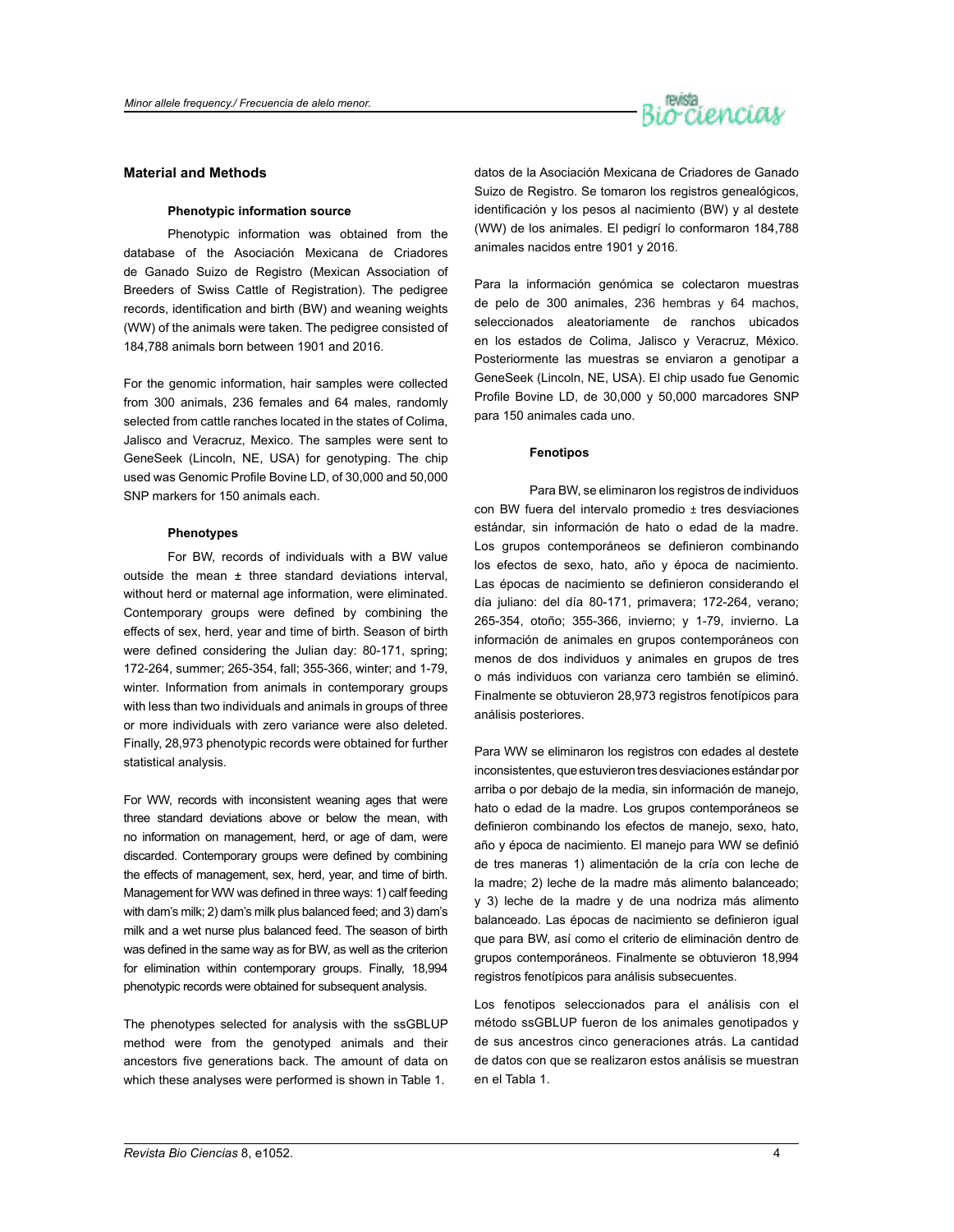## Material and Methods

### Phenotypic information source

Phenotypic information was obtained from the database of the Asociación Mexicana de Criadores de Ganado Suizo de Registro (Mexican Association of Breeders of Swiss Cattle of Registration). The pedigree records, identification and birth (BW) and weaning weights (WW) of the animals were taken. The pedigree consisted of 184,788 animals born between 1901 and 2016.

For the genomic information, hair samples were collected from 300 animals, 236 females and 64 males, randomly selected from cattle ranches located in the states of Colima, Jalisco and Veracruz, Mexico. The samples were sent to GeneSeek (Lincoln, NE, USA) for genotyping. The chip used was Genomic Profile Bovine LD, of 30,000 and 50,000 SNP markers for 150 animals each.

### Phenotypes

For BW, records of individuals with a BW value outside the mean ± three standard deviations interval, without herd or maternal age information, were eliminated. Contemporary groups were defined by combining the effects of sex, herd, year and time of birth. Season of birth were defined considering the Julian day: 80-171, spring; 172-264, summer; 265-354, fall; 355-366, winter; and 1-79, winter. Information from animals in contemporary groups with less than two individuals and animals in groups of three or more individuals with zero variance were also deleted. Finally, 28,973 phenotypic records were obtained for further statistical analysis.

For WW, records with inconsistent weaning ages that were three standard deviations above or below the mean, with no information on management, herd, or age of dam, were discarded. Contemporary groups were defined by combining the effects of management, sex, herd, year, and time of birth. Management for WW was defined in three ways: 1) calf feeding with dam's milk; 2) dam's milk plus balanced feed; and 3) dam's milk and a wet nurse plus balanced feed. The season of birth was defined in the same way as for BW, as well as the criterion for elimination within contemporary groups. Finally, 18,994 phenotypic records were obtained for subsequent analysis.

The phenotypes selected for analysis with the ssGBLUP method were from the genotyped animals and their ancestors five generations back. The amount of data on which these analyses were performed is shown in Table 1.

datos de la Asociación Mexicana de Criadores de Ganado Suizo de Registro. Se tomaron los registros genealógicos, identificación y los pesos al nacimiento (BW) y al destete (WW) de los animales. El pedigrí lo conformaron 184,788 animales nacidos entre 1901 y 2016.

Para la información genómica se colectaron muestras de pelo de 300 animales, 236 hembras y 64 machos, seleccionados aleatoriamente de ranchos ubicados en los estados de Colima, Jalisco y Veracruz, México. Posteriormente las muestras se enviaron a genotipar a GeneSeek (Lincoln, NE, USA). El chip usado fue Genomic Profile Bovine LD, de 30,000 y 50,000 marcadores SNP para 150 animales cada uno.

### Fenotipos

Para BW, se eliminaron los registros de individuos con BW fuera del intervalo promedio ± tres desviaciones estándar, sin información de hato o edad de la madre. Los grupos contemporáneos se definieron combinando los efectos de sexo, hato, año y época de nacimiento. Las épocas de nacimiento se definieron considerando el día juliano: del día 80-171, primavera; 172-264, verano; 265-354, otoño; 355-366, invierno; y 1-79, invierno. La información de animales en grupos contemporáneos con menos de dos individuos y animales en grupos de tres o más individuos con varianza cero también se eliminó. Finalmente se obtuvieron 28,973 registros fenotípicos para análisis posteriores.

Para WW se eliminaron los registros con edades al destete inconsistentes, que estuvieron tres desviaciones estándar por arriba o por debajo de la media, sin información de manejo, hato o edad de la madre. Los grupos contemporáneos se definieron combinando los efectos de manejo, sexo, hato, año y época de nacimiento. El manejo para WW se definió de tres maneras 1) alimentación de la cría con leche de la madre; 2) leche de la madre más alimento balanceado; y 3) leche de la madre y de una nodriza más alimento balanceado. Las épocas de nacimiento se definieron igual que para BW, así como el criterio de eliminación dentro de grupos contemporáneos. Finalmente se obtuvieron 18,994 registros fenotípicos para análisis subsecuentes.

Los fenotipos seleccionados para el análisis con el método ssGBLUP fueron de los animales genotipados y de sus ancestros cinco generaciones atrás. La cantidad de datos con que se realizaron estos análisis se muestran en el Tabla 1.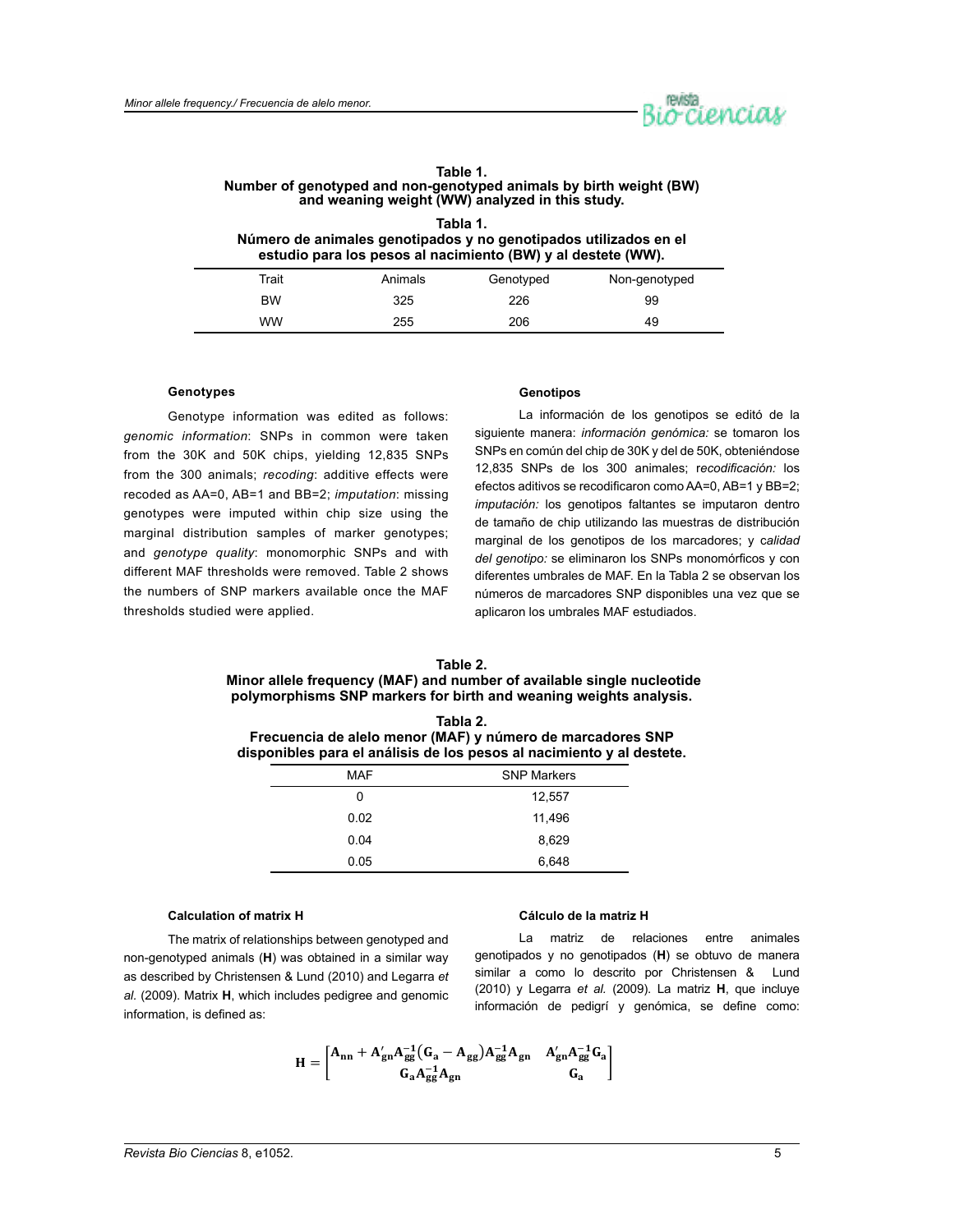**Table 1.**
**Number of genotyped and non-genotyped animals by birth weight (BW) and weaning weight (WW) analyzed in this study.**

**Tabla 1.**
**Número de animales genotipados y no genotipados utilizados en el estudio para los pesos al nacimiento (BW) y al destete (WW).**

| Trait | Animals | Genotyped | Non-genotyped |
|---|---|---|---|
| BW | 325 | 226 | 99 |
| WW | 255 | 206 | 49 |

#### Genotypes

Genotype information was edited as follows: *genomic information*: SNPs in common were taken from the 30K and 50K chips, yielding 12,835 SNPs from the 300 animals; *recoding*: additive effects were recoded as AA=0, AB=1 and BB=2; *imputation*: missing genotypes were imputed within chip size using the marginal distribution samples of marker genotypes; and *genotype quality*: monomorphic SNPs and with different MAF thresholds were removed. Table 2 shows the numbers of SNP markers available once the MAF thresholds studied were applied.

#### Genotipos

La información de los genotipos se editó de la siguiente manera: *información genómica:* se tomaron los SNPs en común del chip de 30K y del de 50K, obteniéndose 12,835 SNPs de los 300 animales; *recodificación:* los efectos aditivos se recodificaron como AA=0, AB=1 y BB=2; *imputación:* los genotipos faltantes se imputaron dentro de tamaño de chip utilizando las muestras de distribución marginal de los genotipos de los marcadores; y *calidad del genotipo:* se eliminaron los SNPs monomórficos y con diferentes umbrales de MAF. En la Tabla 2 se observan los números de marcadores SNP disponibles una vez que se aplicaron los umbrales MAF estudiados.

**Table 2.**
**Minor allele frequency (MAF) and number of available single nucleotide polymorphisms SNP markers for birth and weaning weights analysis.**

**Tabla 2.**
**Frecuencia de alelo menor (MAF) y número de marcadores SNP disponibles para el análisis de los pesos al nacimiento y al destete.**

| MAF | SNP Markers |
|---|---|
| 0 | 12,557 |
| 0.02 | 11,496 |
| 0.04 | 8,629 |
| 0.05 | 6,648 |

#### Calculation of matrix H

The matrix of relationships between genotyped and non-genotyped animals (**H**) was obtained in a similar way as described by Christensen & Lund (2010) and Legarra *et al.* (2009). Matrix **H**, which includes pedigree and genomic information, is defined as:

#### Cálculo de la matriz H

La matriz de relaciones entre animales genotipados y no genotipados (**H**) se obtuvo de manera similar a como lo descrito por Christensen & Lund (2010) y Legarra *et al.* (2009). La matriz **H**, que incluye información de pedigrí y genómica, se define como:

$$\mathbf{H} = \begin{bmatrix} \mathbf{A}_{nn} + \mathbf{A}'_{gn}\mathbf{A}_{gg}^{-1}(\mathbf{G}_a - \mathbf{A}_{gg})\mathbf{A}_{gg}^{-1}\mathbf{A}_{gn} & \mathbf{A}'_{gn}\mathbf{A}_{gg}^{-1}\mathbf{G}_a \\ \mathbf{G}_a\mathbf{A}_{gg}^{-1}\mathbf{A}_{gn} & \mathbf{G}_a \end{bmatrix}$$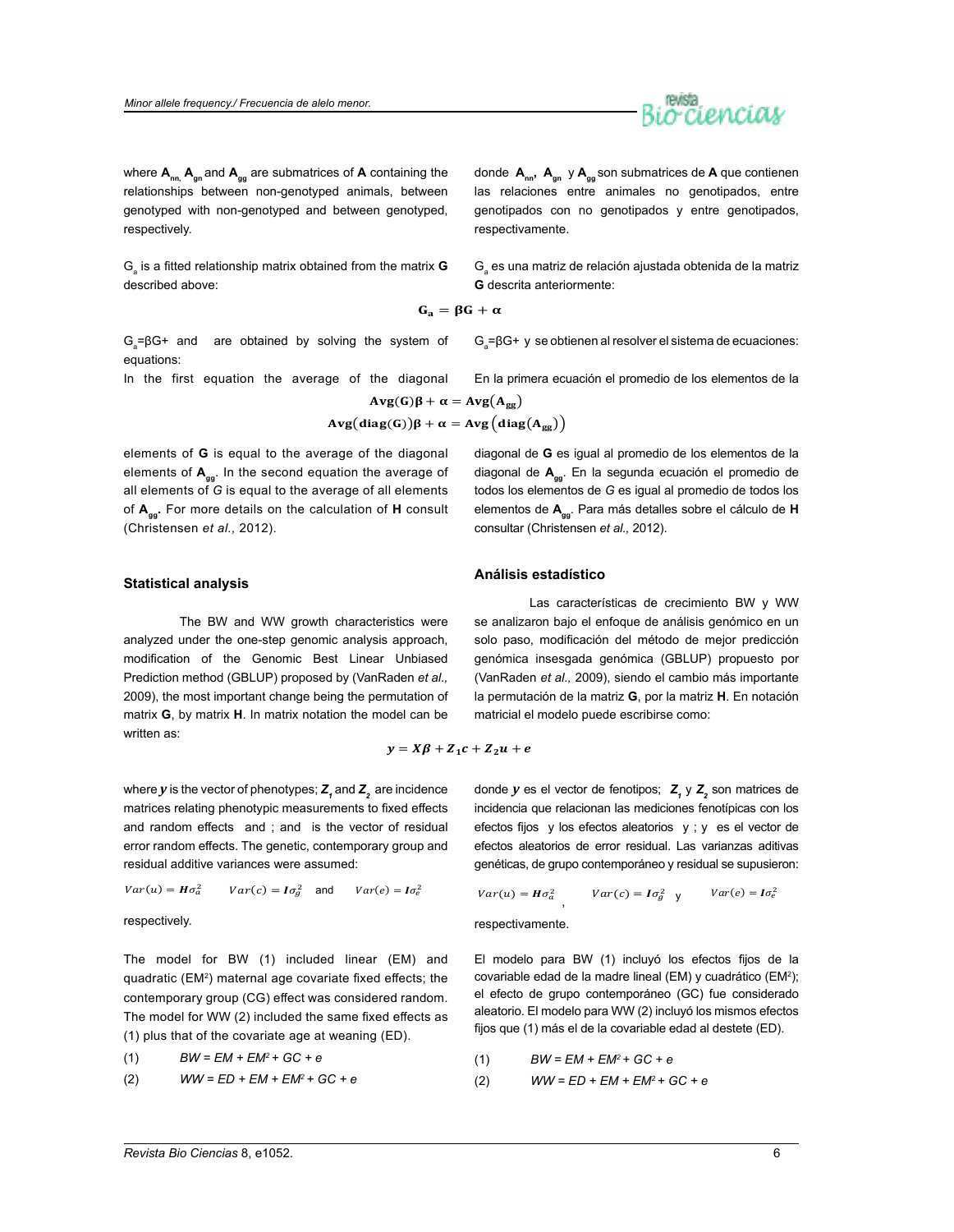where $\mathbf{A}_{nn}$, $\mathbf{A}_{gn}$ and $\mathbf{A}_{gg}$ are submatrices of **A** containing the relationships between non-genotyped animals, between genotyped with non-genotyped and between genotyped, respectively.

$G_a$ is a fitted relationship matrix obtained from the matrix **G** described above:

$$\mathbf{G_a = \beta G + \alpha}$$

$G_a$=βG+ and are obtained by solving the system of equations:

In the first equation the average of the diagonal elements of **G** is equal to the average of the diagonal elements of $\mathbf{A}_{gg}$. In the second equation the average of all elements of *G* is equal to the average of all elements of $\mathbf{A}_{gg}$. For more details on the calculation of **H** consult (Christensen *et al.,* 2012).

$$\mathbf{Avg(G)\beta + \alpha = Avg(A_{gg})}$$

$$\mathbf{Avg(diag(G))\beta + \alpha = Avg\left(diag(A_{gg})\right)}$$

donde $\mathbf{A}_{nn}$, $\mathbf{A}_{gn}$ y $\mathbf{A}_{gg}$ son submatrices de **A** que contienen las relaciones entre animales no genotipados, entre genotipados con no genotipados y entre genotipados, respectivamente.

$G_a$ es una matriz de relación ajustada obtenida de la matriz **G** descrita anteriormente:

$G_a$=βG+ y se obtienen al resolver el sistema de ecuaciones:

En la primera ecuación el promedio de los elementos de la diagonal de **G** es igual al promedio de los elementos de la diagonal de $\mathbf{A}_{gg}$. En la segunda ecuación el promedio de todos los elementos de *G* es igual al promedio de todos los elementos de $\mathbf{A}_{gg}$. Para más detalles sobre el cálculo de **H** consultar (Christensen *et al.,* 2012).

## Statistical analysis

The BW and WW growth characteristics were analyzed under the one-step genomic analysis approach, modification of the Genomic Best Linear Unbiased Prediction method (GBLUP) proposed by (VanRaden *et al.,* 2009), the most important change being the permutation of matrix **G**, by matrix **H**. In matrix notation the model can be written as:

$$y = X\beta + Z_1c + Z_2u + e$$

where $\boldsymbol{y}$ is the vector of phenotypes; $\boldsymbol{Z_1}$ and $\boldsymbol{Z_2}$ are incidence matrices relating phenotypic measurements to fixed effects and random effects and ; and is the vector of residual error random effects. The genetic, contemporary group and residual additive variances were assumed:

$Var(u) = \boldsymbol{H}\sigma_a^2$ $\quad Var(c) = \boldsymbol{I}\sigma_g^2$ and $\quad Var(e) = \boldsymbol{I}\sigma_e^2$

respectively.

The model for BW (1) included linear (EM) and quadratic (EM²) maternal age covariate fixed effects; the contemporary group (CG) effect was considered random. The model for WW (2) included the same fixed effects as (1) plus that of the covariate age at weaning (ED).

(1) *BW = EM + EM² + GC + e*

(2) *WW = ED + EM + EM² + GC + e*

## Análisis estadístico

Las características de crecimiento BW y WW se analizaron bajo el enfoque de análisis genómico en un solo paso, modificación del método de mejor predicción genómica insesgada genómica (GBLUP) propuesto por (VanRaden *et al.,* 2009), siendo el cambio más importante la permutación de la matriz **G**, por la matriz **H**. En notación matricial el modelo puede escribirse como:

donde $\boldsymbol{y}$ es el vector de fenotipos; $\boldsymbol{Z_1}$ y $\boldsymbol{Z_2}$ son matrices de incidencia que relacionan las mediciones fenotípicas con los efectos fijos y los efectos aleatorios y ; y es el vector de efectos aleatorios de error residual. Las varianzas aditivas genéticas, de grupo contemporáneo y residual se supusieron:

$Var(u) = \boldsymbol{H}\sigma_a^2$, $\quad Var(c) = \boldsymbol{I}\sigma_g^2$ y $\quad Var(e) = \boldsymbol{I}\sigma_e^2$

respectivamente.

El modelo para BW (1) incluyó los efectos fijos de la covariable edad de la madre lineal (EM) y cuadrático (EM²); el efecto de grupo contemporáneo (GC) fue considerado aleatorio. El modelo para WW (2) incluyó los mismos efectos fijos que (1) más el de la covariable edad al destete (ED).

(1) *BW = EM + EM² + GC + e*

(2) *WW = ED + EM + EM² + GC + e*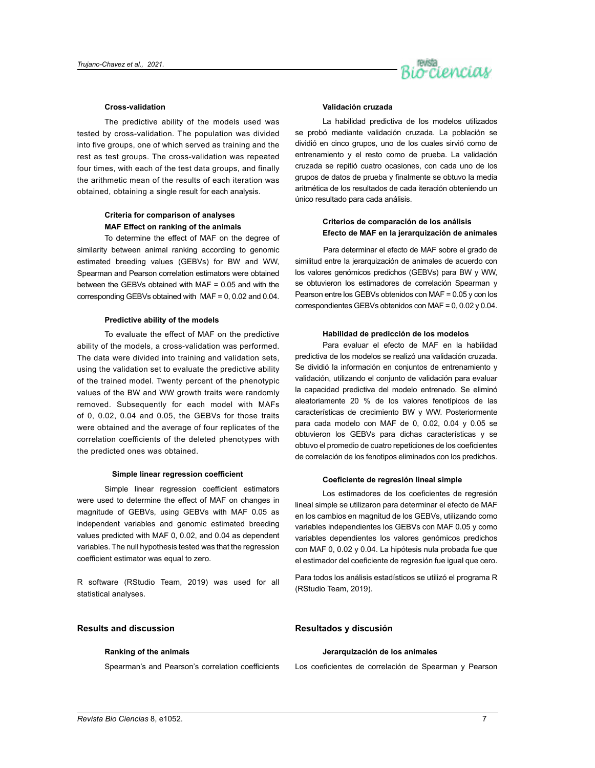### Cross-validation

The predictive ability of the models used was tested by cross-validation. The population was divided into five groups, one of which served as training and the rest as test groups. The cross-validation was repeated four times, with each of the test data groups, and finally the arithmetic mean of the results of each iteration was obtained, obtaining a single result for each analysis.

### Criteria for comparison of analyses

#### MAF Effect on ranking of the animals

To determine the effect of MAF on the degree of similarity between animal ranking according to genomic estimated breeding values (GEBVs) for BW and WW, Spearman and Pearson correlation estimators were obtained between the GEBVs obtained with MAF = 0.05 and with the corresponding GEBVs obtained with MAF = 0, 0.02 and 0.04.

#### Predictive ability of the models

To evaluate the effect of MAF on the predictive ability of the models, a cross-validation was performed. The data were divided into training and validation sets, using the validation set to evaluate the predictive ability of the trained model. Twenty percent of the phenotypic values of the BW and WW growth traits were randomly removed. Subsequently for each model with MAFs of 0, 0.02, 0.04 and 0.05, the GEBVs for those traits were obtained and the average of four replicates of the correlation coefficients of the deleted phenotypes with the predicted ones was obtained.

#### Simple linear regression coefficient

Simple linear regression coefficient estimators were used to determine the effect of MAF on changes in magnitude of GEBVs, using GEBVs with MAF 0.05 as independent variables and genomic estimated breeding values predicted with MAF 0, 0.02, and 0.04 as dependent variables. The null hypothesis tested was that the regression coefficient estimator was equal to zero.

R software (RStudio Team, 2019) was used for all statistical analyses.

## Results and discussion

### Ranking of the animals

Spearman's and Pearson's correlation coefficients

### Validación cruzada

La habilidad predictiva de los modelos utilizados se probó mediante validación cruzada. La población se dividió en cinco grupos, uno de los cuales sirvió como de entrenamiento y el resto como de prueba. La validación cruzada se repitió cuatro ocasiones, con cada uno de los grupos de datos de prueba y finalmente se obtuvo la media aritmética de los resultados de cada iteración obteniendo un único resultado para cada análisis.

### Criterios de comparación de los análisis

#### Efecto de MAF en la jerarquización de animales

Para determinar el efecto de MAF sobre el grado de similitud entre la jerarquización de animales de acuerdo con los valores genómicos predichos (GEBVs) para BW y WW, se obtuvieron los estimadores de correlación Spearman y Pearson entre los GEBVs obtenidos con MAF = 0.05 y con los correspondientes GEBVs obtenidos con MAF = 0, 0.02 y 0.04.

#### Habilidad de predicción de los modelos

Para evaluar el efecto de MAF en la habilidad predictiva de los modelos se realizó una validación cruzada. Se dividió la información en conjuntos de entrenamiento y validación, utilizando el conjunto de validación para evaluar la capacidad predictiva del modelo entrenado. Se eliminó aleatoriamente 20 % de los valores fenotípicos de las características de crecimiento BW y WW. Posteriormente para cada modelo con MAF de 0, 0.02, 0.04 y 0.05 se obtuvieron los GEBVs para dichas características y se obtuvo el promedio de cuatro repeticiones de los coeficientes de correlación de los fenotipos eliminados con los predichos.

#### Coeficiente de regresión lineal simple

Los estimadores de los coeficientes de regresión lineal simple se utilizaron para determinar el efecto de MAF en los cambios en magnitud de los GEBVs, utilizando como variables independientes los GEBVs con MAF 0.05 y como variables dependientes los valores genómicos predichos con MAF 0, 0.02 y 0.04. La hipótesis nula probada fue que el estimador del coeficiente de regresión fue igual que cero.

Para todos los análisis estadísticos se utilizó el programa R (RStudio Team, 2019).

## Resultados y discusión

### Jerarquización de los animales

Los coeficientes de correlación de Spearman y Pearson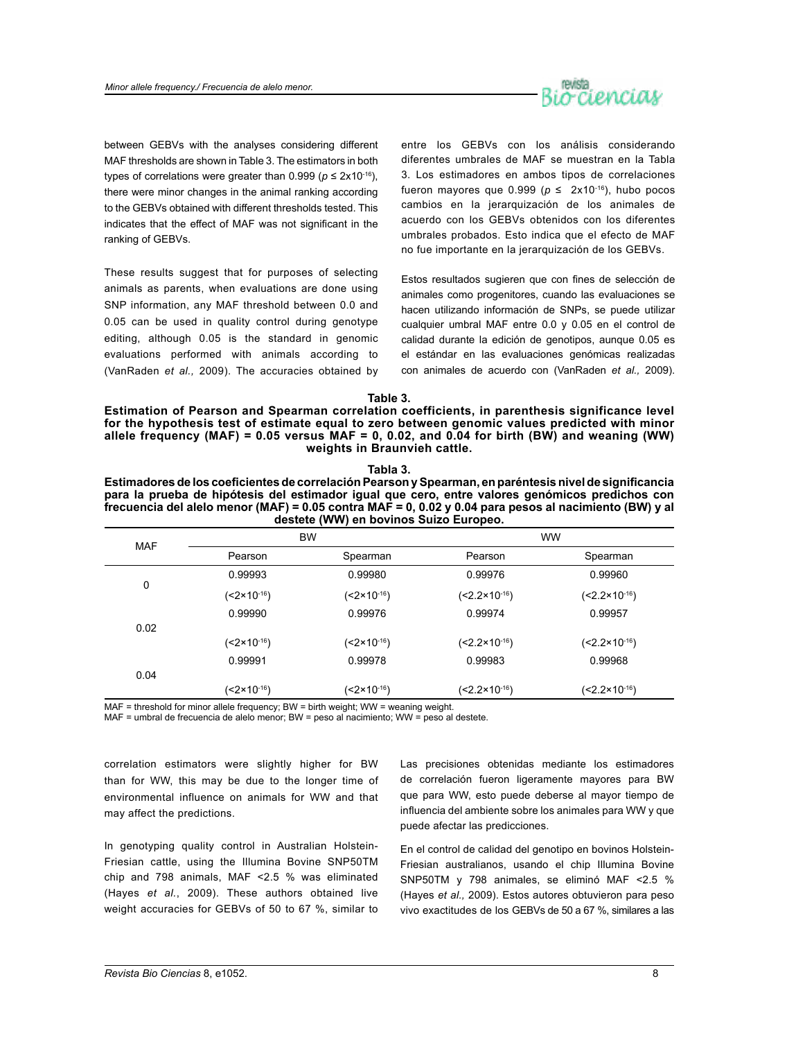between GEBVs with the analyses considering different MAF thresholds are shown in Table 3. The estimators in both types of correlations were greater than 0.999 ($p \leq 2x10^{-16}$), there were minor changes in the animal ranking according to the GEBVs obtained with different thresholds tested. This indicates that the effect of MAF was not significant in the ranking of GEBVs.

These results suggest that for purposes of selecting animals as parents, when evaluations are done using SNP information, any MAF threshold between 0.0 and 0.05 can be used in quality control during genotype editing, although 0.05 is the standard in genomic evaluations performed with animals according to (VanRaden *et al.,* 2009). The accuracies obtained by correlation estimators were slightly higher for BW than for WW, this may be due to the longer time of environmental influence on animals for WW and that may affect the predictions.

In genotyping quality control in Australian Holstein-Friesian cattle, using the Illumina Bovine SNP50TM chip and 798 animals, MAF <2.5 % was eliminated (Hayes *et al.*, 2009). These authors obtained live weight accuracies for GEBVs of 50 to 67 %, similar to

entre los GEBVs con los análisis considerando diferentes umbrales de MAF se muestran en la Tabla 3. Los estimadores en ambos tipos de correlaciones fueron mayores que 0.999 ($p \leq 2x10^{-16}$), hubo pocos cambios en la jerarquización de los animales de acuerdo con los GEBVs obtenidos con los diferentes umbrales probados. Esto indica que el efecto de MAF no fue importante en la jerarquización de los GEBVs.

Estos resultados sugieren que con fines de selección de animales como progenitores, cuando las evaluaciones se hacen utilizando información de SNPs, se puede utilizar cualquier umbral MAF entre 0.0 y 0.05 en el control de calidad durante la edición de genotipos, aunque 0.05 es el estándar en las evaluaciones genómicas realizadas con animales de acuerdo con (VanRaden *et al.,* 2009). Las precisiones obtenidas mediante los estimadores de correlación fueron ligeramente mayores para BW que para WW, esto puede deberse al mayor tiempo de influencia del ambiente sobre los animales para WW y que puede afectar las predicciones.

En el control de calidad del genotipo en bovinos Holstein-Friesian australianos, usando el chip Illumina Bovine SNP50TM y 798 animales, se eliminó MAF <2.5 % (Hayes *et al.,* 2009). Estos autores obtuvieron para peso vivo exactitudes de los GEBVs de 50 a 67 %, similares a las

**Table 3.**
**Estimation of Pearson and Spearman correlation coefficients, in parenthesis significance level for the hypothesis test of estimate equal to zero between genomic values predicted with minor allele frequency (MAF) = 0.05 versus MAF = 0, 0.02, and 0.04 for birth (BW) and weaning (WW) weights in Braunvieh cattle.**

**Tabla 3.**
**Estimadores de los coeficientes de correlación Pearson y Spearman, en paréntesis nivel de significancia para la prueba de hipótesis del estimador igual que cero, entre valores genómicos predichos con frecuencia del alelo menor (MAF) = 0.05 contra MAF = 0, 0.02 y 0.04 para pesos al nacimiento (BW) y al destete (WW) en bovinos Suizo Europeo.**

| MAF | BW | | WW | |
|---|---|---|---|---|
| | Pearson | Spearman | Pearson | Spearman |
| 0 | 0.99993 | 0.99980 | 0.99976 | 0.99960 |
| | ($<2\times10^{-16}$) | ($<2\times10^{-16}$) | ($<2.2\times10^{-16}$) | ($<2.2\times10^{-16}$) |
| 0.02 | 0.99990 | 0.99976 | 0.99974 | 0.99957 |
| | ($<2\times10^{-16}$) | ($<2\times10^{-16}$) | ($<2.2\times10^{-16}$) | ($<2.2\times10^{-16}$) |
| 0.04 | 0.99991 | 0.99978 | 0.99983 | 0.99968 |
| | ($<2\times10^{-16}$) | ($<2\times10^{-16}$) | ($<2.2\times10^{-16}$) | ($<2.2\times10^{-16}$) |

MAF = threshold for minor allele frequency; BW = birth weight; WW = weaning weight.
MAF = umbral de frecuencia de alelo menor; BW = peso al nacimiento; WW = peso al destete.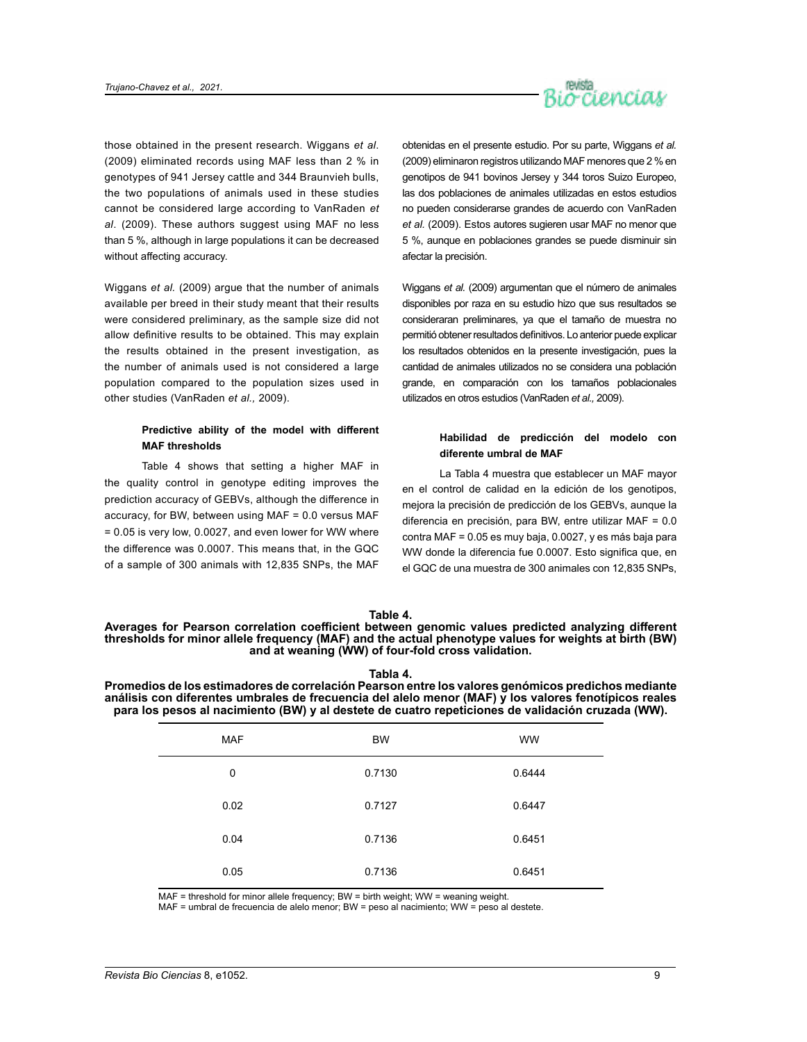those obtained in the present research. Wiggans *et al*. (2009) eliminated records using MAF less than 2 % in genotypes of 941 Jersey cattle and 344 Braunvieh bulls, the two populations of animals used in these studies cannot be considered large according to VanRaden *et al*. (2009). These authors suggest using MAF no less than 5 %, although in large populations it can be decreased without affecting accuracy.

Wiggans *et al*. (2009) argue that the number of animals available per breed in their study meant that their results were considered preliminary, as the sample size did not allow definitive results to be obtained. This may explain the results obtained in the present investigation, as the number of animals used is not considered a large population compared to the population sizes used in other studies (VanRaden *et al.,* 2009).

#### Predictive ability of the model with different MAF thresholds

Table 4 shows that setting a higher MAF in the quality control in genotype editing improves the prediction accuracy of GEBVs, although the difference in accuracy, for BW, between using MAF = 0.0 versus MAF = 0.05 is very low, 0.0027, and even lower for WW where the difference was 0.0007. This means that, in the GQC of a sample of 300 animals with 12,835 SNPs, the MAF

obtenidas en el presente estudio. Por su parte, Wiggans *et al.* (2009) eliminaron registros utilizando MAF menores que 2 % en genotipos de 941 bovinos Jersey y 344 toros Suizo Europeo, las dos poblaciones de animales utilizadas en estos estudios no pueden considerarse grandes de acuerdo con VanRaden *et al.* (2009). Estos autores sugieren usar MAF no menor que 5 %, aunque en poblaciones grandes se puede disminuir sin afectar la precisión.

Wiggans *et al.* (2009) argumentan que el número de animales disponibles por raza en su estudio hizo que sus resultados se consideraran preliminares, ya que el tamaño de muestra no permitió obtener resultados definitivos. Lo anterior puede explicar los resultados obtenidos en la presente investigación, pues la cantidad de animales utilizados no se considera una población grande, en comparación con los tamaños poblacionales utilizados en otros estudios (VanRaden *et al.,* 2009).

#### Habilidad de predicción del modelo con diferente umbral de MAF

La Tabla 4 muestra que establecer un MAF mayor en el control de calidad en la edición de los genotipos, mejora la precisión de predicción de los GEBVs, aunque la diferencia en precisión, para BW, entre utilizar MAF = 0.0 contra MAF = 0.05 es muy baja, 0.0027, y es más baja para WW donde la diferencia fue 0.0007. Esto significa que, en el GQC de una muestra de 300 animales con 12,835 SNPs,

**Table 4.**
**Averages for Pearson correlation coefficient between genomic values predicted analyzing different thresholds for minor allele frequency (MAF) and the actual phenotype values for weights at birth (BW) and at weaning (WW) of four-fold cross validation.**

**Tabla 4.**
**Promedios de los estimadores de correlación Pearson entre los valores genómicos predichos mediante análisis con diferentes umbrales de frecuencia del alelo menor (MAF) y los valores fenotípicos reales para los pesos al nacimiento (BW) y al destete de cuatro repeticiones de validación cruzada (WW).**

| MAF | BW | WW |
|---|---|---|
| 0 | 0.7130 | 0.6444 |
| 0.02 | 0.7127 | 0.6447 |
| 0.04 | 0.7136 | 0.6451 |
| 0.05 | 0.7136 | 0.6451 |

MAF = threshold for minor allele frequency; BW = birth weight; WW = weaning weight.
MAF = umbral de frecuencia de alelo menor; BW = peso al nacimiento; WW = peso al destete.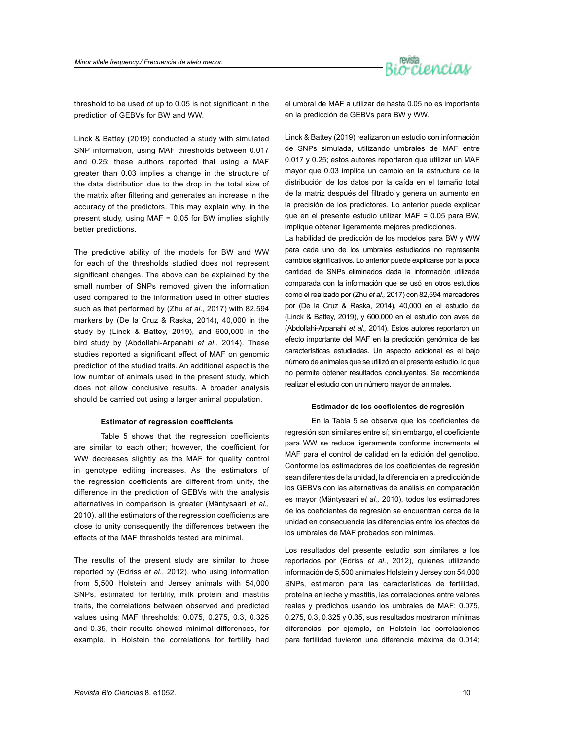threshold to be used of up to 0.05 is not significant in the prediction of GEBVs for BW and WW.

Linck & Battey (2019) conducted a study with simulated SNP information, using MAF thresholds between 0.017 and 0.25; these authors reported that using a MAF greater than 0.03 implies a change in the structure of the data distribution due to the drop in the total size of the matrix after filtering and generates an increase in the accuracy of the predictors. This may explain why, in the present study, using MAF = 0.05 for BW implies slightly better predictions.

The predictive ability of the models for BW and WW for each of the thresholds studied does not represent significant changes. The above can be explained by the small number of SNPs removed given the information used compared to the information used in other studies such as that performed by (Zhu *et al.,* 2017) with 82,594 markers by (De la Cruz & Raska, 2014), 40,000 in the study by (Linck & Battey, 2019), and 600,000 in the bird study by (Abdollahi-Arpanahi *et al*., 2014). These studies reported a significant effect of MAF on genomic prediction of the studied traits. An additional aspect is the low number of animals used in the present study, which does not allow conclusive results. A broader analysis should be carried out using a larger animal population.

#### Estimator of regression coefficients

Table 5 shows that the regression coefficients are similar to each other; however, the coefficient for WW decreases slightly as the MAF for quality control in genotype editing increases. As the estimators of the regression coefficients are different from unity, the difference in the prediction of GEBVs with the analysis alternatives in comparison is greater (Mäntysaari *et al.,* 2010), all the estimators of the regression coefficients are close to unity consequently the differences between the effects of the MAF thresholds tested are minimal.

The results of the present study are similar to those reported by (Edriss *et al.,* 2012), who using information from 5,500 Holstein and Jersey animals with 54,000 SNPs, estimated for fertility, milk protein and mastitis traits, the correlations between observed and predicted values using MAF thresholds: 0.075, 0.275, 0.3, 0.325 and 0.35, their results showed minimal differences, for example, in Holstein the correlations for fertility had

el umbral de MAF a utilizar de hasta 0.05 no es importante en la predicción de GEBVs para BW y WW.

Linck & Battey (2019) realizaron un estudio con información de SNPs simulada, utilizando umbrales de MAF entre 0.017 y 0.25; estos autores reportaron que utilizar un MAF mayor que 0.03 implica un cambio en la estructura de la distribución de los datos por la caída en el tamaño total de la matriz después del filtrado y genera un aumento en la precisión de los predictores. Lo anterior puede explicar que en el presente estudio utilizar MAF = 0.05 para BW, implique obtener ligeramente mejores predicciones.

La habilidad de predicción de los modelos para BW y WW para cada uno de los umbrales estudiados no representa cambios significativos. Lo anterior puede explicarse por la poca cantidad de SNPs eliminados dada la información utilizada comparada con la información que se usó en otros estudios como el realizado por (Zhu *et al.,* 2017) con 82,594 marcadores por (De la Cruz & Raska, 2014), 40,000 en el estudio de (Linck & Battey, 2019), y 600,000 en el estudio con aves de (Abdollahi-Arpanahi *et al.,* 2014). Estos autores reportaron un efecto importante del MAF en la predicción genómica de las características estudiadas. Un aspecto adicional es el bajo número de animales que se utilizó en el presente estudio, lo que no permite obtener resultados concluyentes. Se recomienda realizar el estudio con un número mayor de animales.

#### Estimador de los coeficientes de regresión

En la Tabla 5 se observa que los coeficientes de regresión son similares entre sí; sin embargo, el coeficiente para WW se reduce ligeramente conforme incrementa el MAF para el control de calidad en la edición del genotipo. Conforme los estimadores de los coeficientes de regresión sean diferentes de la unidad, la diferencia en la predicción de los GEBVs con las alternativas de análisis en comparación es mayor (Mäntysaari *et al.,* 2010), todos los estimadores de los coeficientes de regresión se encuentran cerca de la unidad en consecuencia las diferencias entre los efectos de los umbrales de MAF probados son mínimas.

Los resultados del presente estudio son similares a los reportados por (Edriss *et al*., 2012), quienes utilizando información de 5,500 animales Holstein y Jersey con 54,000 SNPs, estimaron para las características de fertilidad, proteína en leche y mastitis, las correlaciones entre valores reales y predichos usando los umbrales de MAF: 0.075, 0.275, 0.3, 0.325 y 0.35, sus resultados mostraron mínimas diferencias, por ejemplo, en Holstein las correlaciones para fertilidad tuvieron una diferencia máxima de 0.014;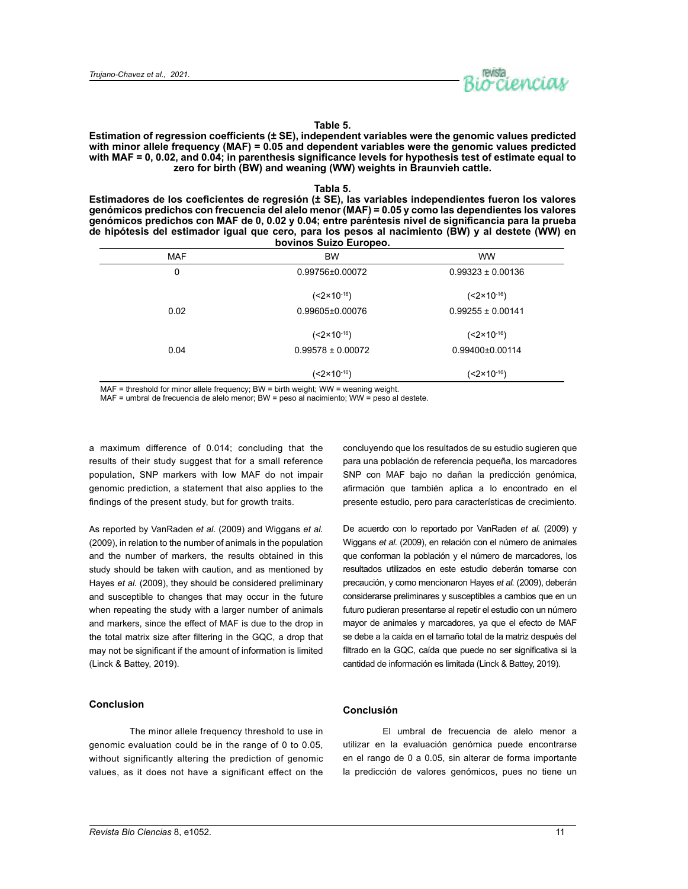**Table 5.**

**Estimation of regression coefficients (± SE), independent variables were the genomic values predicted with minor allele frequency (MAF) = 0.05 and dependent variables were the genomic values predicted with MAF = 0, 0.02, and 0.04; in parenthesis significance levels for hypothesis test of estimate equal to zero for birth (BW) and weaning (WW) weights in Braunvieh cattle.**

**Tabla 5.**

**Estimadores de los coeficientes de regresión (± SE), las variables independientes fueron los valores genómicos predichos con frecuencia del alelo menor (MAF) = 0.05 y como las dependientes los valores genómicos predichos con MAF de 0, 0.02 y 0.04; entre paréntesis nivel de significancia para la prueba de hipótesis del estimador igual que cero, para los pesos al nacimiento (BW) y al destete (WW) en bovinos Suizo Europeo.**

| MAF | BW | WW |
|---|---|---|
| 0 | 0.99756±0.00072 | 0.99323 ± 0.00136 |
| | ($<2\times10^{-16}$) | ($<2\times10^{-16}$) |
| 0.02 | 0.99605±0.00076 | 0.99255 ± 0.00141 |
| | ($<2\times10^{-16}$) | ($<2\times10^{-16}$) |
| 0.04 | 0.99578 ± 0.00072 | 0.99400±0.00114 |
| | ($<2\times10^{-16}$) | ($<2\times10^{-16}$) |

MAF = threshold for minor allele frequency; BW = birth weight; WW = weaning weight.

MAF = umbral de frecuencia de alelo menor; BW = peso al nacimiento; WW = peso al destete.

a maximum difference of 0.014; concluding that the results of their study suggest that for a small reference population, SNP markers with low MAF do not impair genomic prediction, a statement that also applies to the findings of the present study, but for growth traits.

As reported by VanRaden *et al*. (2009) and Wiggans *et al.* (2009), in relation to the number of animals in the population and the number of markers, the results obtained in this study should be taken with caution, and as mentioned by Hayes *et al.* (2009), they should be considered preliminary and susceptible to changes that may occur in the future when repeating the study with a larger number of animals and markers, since the effect of MAF is due to the drop in the total matrix size after filtering in the GQC, a drop that may not be significant if the amount of information is limited (Linck & Battey, 2019).

## Conclusion

The minor allele frequency threshold to use in genomic evaluation could be in the range of 0 to 0.05, without significantly altering the prediction of genomic values, as it does not have a significant effect on the

concluyendo que los resultados de su estudio sugieren que para una población de referencia pequeña, los marcadores SNP con MAF bajo no dañan la predicción genómica, afirmación que también aplica a lo encontrado en el presente estudio, pero para características de crecimiento.

De acuerdo con lo reportado por VanRaden *et al.* (2009) y Wiggans *et al.* (2009), en relación con el número de animales que conforman la población y el número de marcadores, los resultados utilizados en este estudio deberán tomarse con precaución, y como mencionaron Hayes *et al.* (2009), deberán considerarse preliminares y susceptibles a cambios que en un futuro pudieran presentarse al repetir el estudio con un número mayor de animales y marcadores, ya que el efecto de MAF se debe a la caída en el tamaño total de la matriz después del filtrado en la GQC, caída que puede no ser significativa si la cantidad de información es limitada (Linck & Battey, 2019).

## Conclusión

El umbral de frecuencia de alelo menor a utilizar en la evaluación genómica puede encontrarse en el rango de 0 a 0.05, sin alterar de forma importante la predicción de valores genómicos, pues no tiene un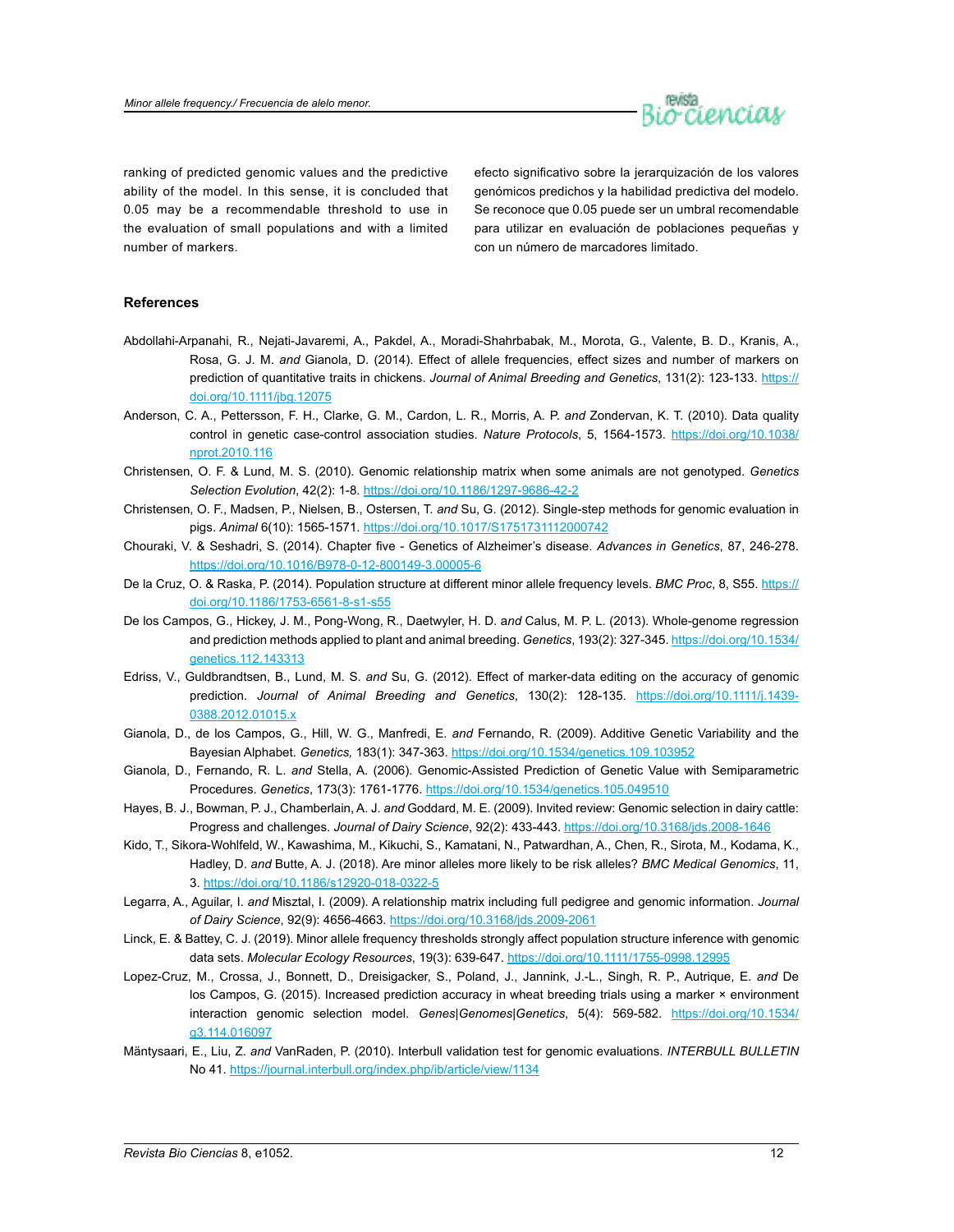ranking of predicted genomic values and the predictive ability of the model. In this sense, it is concluded that 0.05 may be a recommendable threshold to use in the evaluation of small populations and with a limited number of markers.

efecto significativo sobre la jerarquización de los valores genómicos predichos y la habilidad predictiva del modelo. Se reconoce que 0.05 puede ser un umbral recomendable para utilizar en evaluación de poblaciones pequeñas y con un número de marcadores limitado.

## References

Abdollahi-Arpanahi, R., Nejati-Javaremi, A., Pakdel, A., Moradi-Shahrbabak, M., Morota, G., Valente, B. D., Kranis, A., Rosa, G. J. M. *and* Gianola, D. (2014). Effect of allele frequencies, effect sizes and number of markers on prediction of quantitative traits in chickens. *Journal of Animal Breeding and Genetics*, 131(2): 123-133. https://doi.org/10.1111/jbg.12075

Anderson, C. A., Pettersson, F. H., Clarke, G. M., Cardon, L. R., Morris, A. P. *and* Zondervan, K. T. (2010). Data quality control in genetic case-control association studies. *Nature Protocols*, 5, 1564-1573. https://doi.org/10.1038/nprot.2010.116

Christensen, O. F. & Lund, M. S. (2010). Genomic relationship matrix when some animals are not genotyped. *Genetics Selection Evolution*, 42(2): 1-8. https://doi.org/10.1186/1297-9686-42-2

Christensen, O. F., Madsen, P., Nielsen, B., Ostersen, T. *and* Su, G. (2012). Single-step methods for genomic evaluation in pigs. *Animal* 6(10): 1565-1571. https://doi.org/10.1017/S1751731112000742

Chouraki, V. & Seshadri, S. (2014). Chapter five - Genetics of Alzheimer's disease. *Advances in Genetics*, 87, 246-278. https://doi.org/10.1016/B978-0-12-800149-3.00005-6

De la Cruz, O. & Raska, P. (2014). Population structure at different minor allele frequency levels. *BMC Proc*, 8, S55. https://doi.org/10.1186/1753-6561-8-s1-s55

De los Campos, G., Hickey, J. M., Pong-Wong, R., Daetwyler, H. D. *and* Calus, M. P. L. (2013). Whole-genome regression and prediction methods applied to plant and animal breeding. *Genetics*, 193(2): 327-345. https://doi.org/10.1534/genetics.112.143313

Edriss, V., Guldbrandtsen, B., Lund, M. S. *and* Su, G. (2012). Effect of marker-data editing on the accuracy of genomic prediction. *Journal of Animal Breeding and Genetics*, 130(2): 128-135. https://doi.org/10.1111/j.1439-0388.2012.01015.x

Gianola, D., de los Campos, G., Hill, W. G., Manfredi, E. *and* Fernando, R. (2009). Additive Genetic Variability and the Bayesian Alphabet. *Genetics,* 183(1): 347-363. https://doi.org/10.1534/genetics.109.103952

Gianola, D., Fernando, R. L. *and* Stella, A. (2006). Genomic-Assisted Prediction of Genetic Value with Semiparametric Procedures. *Genetics*, 173(3): 1761-1776. https://doi.org/10.1534/genetics.105.049510

Hayes, B. J., Bowman, P. J., Chamberlain, A. J. *and* Goddard, M. E. (2009). Invited review: Genomic selection in dairy cattle: Progress and challenges. *Journal of Dairy Science*, 92(2): 433-443. https://doi.org/10.3168/jds.2008-1646

Kido, T., Sikora-Wohlfeld, W., Kawashima, M., Kikuchi, S., Kamatani, N., Patwardhan, A., Chen, R., Sirota, M., Kodama, K., Hadley, D. *and* Butte, A. J. (2018). Are minor alleles more likely to be risk alleles? *BMC Medical Genomics*, 11, 3. https://doi.org/10.1186/s12920-018-0322-5

Legarra, A., Aguilar, I. *and* Misztal, I. (2009). A relationship matrix including full pedigree and genomic information. *Journal of Dairy Science*, 92(9): 4656-4663. https://doi.org/10.3168/jds.2009-2061

Linck, E. & Battey, C. J. (2019). Minor allele frequency thresholds strongly affect population structure inference with genomic data sets. *Molecular Ecology Resources*, 19(3): 639-647. https://doi.org/10.1111/1755-0998.12995

Lopez-Cruz, M., Crossa, J., Bonnett, D., Dreisigacker, S., Poland, J., Jannink, J.-L., Singh, R. P., Autrique, E. *and* De los Campos, G. (2015). Increased prediction accuracy in wheat breeding trials using a marker × environment interaction genomic selection model. *Genes|Genomes|Genetics*, 5(4): 569-582. https://doi.org/10.1534/g3.114.016097

Mäntysaari, E., Liu, Z. *and* VanRaden, P. (2010). Interbull validation test for genomic evaluations. *INTERBULL BULLETIN* No 41. https://journal.interbull.org/index.php/ib/article/view/1134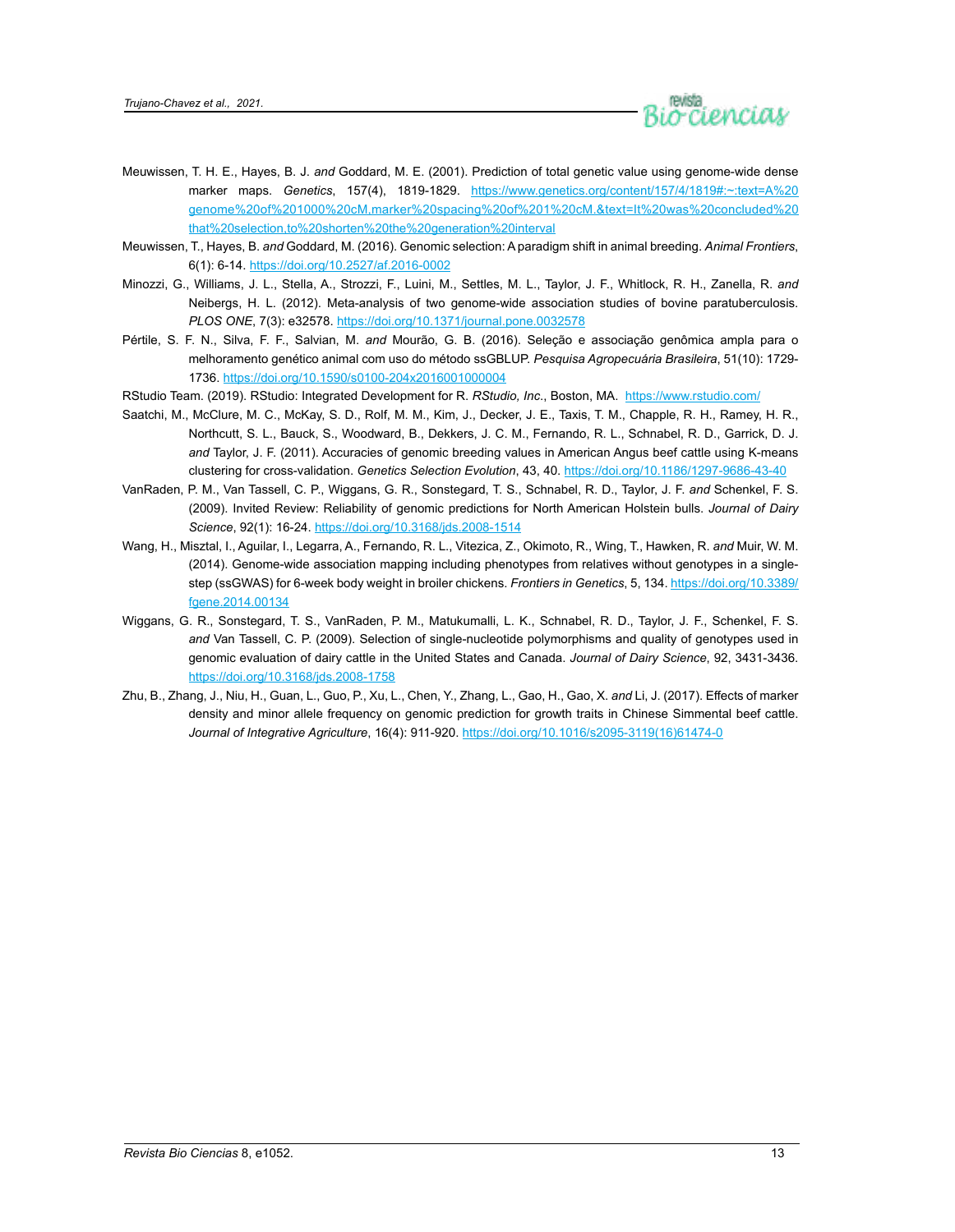Meuwissen, T. H. E., Hayes, B. J. *and* Goddard, M. E. (2001). Prediction of total genetic value using genome-wide dense marker maps. *Genetics*, 157(4), 1819-1829. https://www.genetics.org/content/157/4/1819#:~:text=A%20genome%20of%201000%20cM,marker%20spacing%20of%201%20cM.&text=It%20was%20concluded%20that%20selection,to%20shorten%20the%20generation%20interval

Meuwissen, T., Hayes, B. *and* Goddard, M. (2016). Genomic selection: A paradigm shift in animal breeding. *Animal Frontiers*, 6(1): 6-14. https://doi.org/10.2527/af.2016-0002

Minozzi, G., Williams, J. L., Stella, A., Strozzi, F., Luini, M., Settles, M. L., Taylor, J. F., Whitlock, R. H., Zanella, R. *and* Neibergs, H. L. (2012). Meta-analysis of two genome-wide association studies of bovine paratuberculosis. *PLOS ONE*, 7(3): e32578. https://doi.org/10.1371/journal.pone.0032578

Pértile, S. F. N., Silva, F. F., Salvian, M. *and* Mourão, G. B. (2016). Seleção e associação genômica ampla para o melhoramento genético animal com uso do método ssGBLUP. *Pesquisa Agropecuária Brasileira*, 51(10): 1729-1736. https://doi.org/10.1590/s0100-204x2016001000004

RStudio Team. (2019). RStudio: Integrated Development for R. *RStudio, Inc*., Boston, MA. https://www.rstudio.com/

Saatchi, M., McClure, M. C., McKay, S. D., Rolf, M. M., Kim, J., Decker, J. E., Taxis, T. M., Chapple, R. H., Ramey, H. R., Northcutt, S. L., Bauck, S., Woodward, B., Dekkers, J. C. M., Fernando, R. L., Schnabel, R. D., Garrick, D. J. *and* Taylor, J. F. (2011). Accuracies of genomic breeding values in American Angus beef cattle using K-means clustering for cross-validation. *Genetics Selection Evolution*, 43, 40. https://doi.org/10.1186/1297-9686-43-40

VanRaden, P. M., Van Tassell, C. P., Wiggans, G. R., Sonstegard, T. S., Schnabel, R. D., Taylor, J. F. *and* Schenkel, F. S. (2009). Invited Review: Reliability of genomic predictions for North American Holstein bulls. *Journal of Dairy Science*, 92(1): 16-24. https://doi.org/10.3168/jds.2008-1514

Wang, H., Misztal, I., Aguilar, I., Legarra, A., Fernando, R. L., Vitezica, Z., Okimoto, R., Wing, T., Hawken, R. *and* Muir, W. M. (2014). Genome-wide association mapping including phenotypes from relatives without genotypes in a single-step (ssGWAS) for 6-week body weight in broiler chickens. *Frontiers in Genetics*, 5, 134. https://doi.org/10.3389/fgene.2014.00134

Wiggans, G. R., Sonstegard, T. S., VanRaden, P. M., Matukumalli, L. K., Schnabel, R. D., Taylor, J. F., Schenkel, F. S. *and* Van Tassell, C. P. (2009). Selection of single-nucleotide polymorphisms and quality of genotypes used in genomic evaluation of dairy cattle in the United States and Canada. *Journal of Dairy Science*, 92, 3431-3436. https://doi.org/10.3168/jds.2008-1758

Zhu, B., Zhang, J., Niu, H., Guan, L., Guo, P., Xu, L., Chen, Y., Zhang, L., Gao, H., Gao, X. *and* Li, J. (2017). Effects of marker density and minor allele frequency on genomic prediction for growth traits in Chinese Simmental beef cattle. *Journal of Integrative Agriculture*, 16(4): 911-920. https://doi.org/10.1016/s2095-3119(16)61474-0